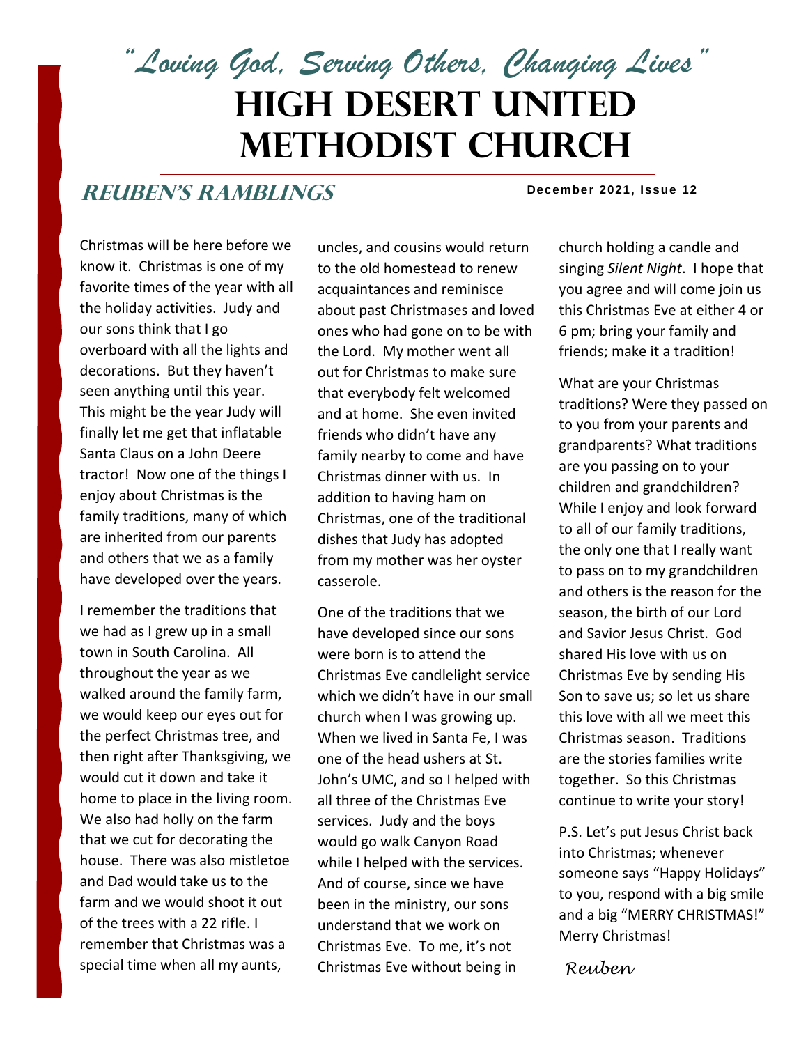*"Loving God, Serving Others, Changing Lives"*

# HIGH DESERT UNITED METHODIST CHURCH

## REUBEN'S RAMBLINGS

**December 2021, Issue 12**

Christmas will be here before we know it. Christmas is one of my favorite times of the year with all the holiday activities. Judy and our sons think that I go overboard with all the lights and decorations. But they haven't seen anything until this year. This might be the year Judy will finally let me get that inflatable Santa Claus on a John Deere tractor! Now one of the things I enjoy about Christmas is the family traditions, many of which are inherited from our parents and others that we as a family have developed over the years.

I remember the traditions that we had as I grew up in a small town in South Carolina. All throughout the year as we walked around the family farm, we would keep our eyes out for the perfect Christmas tree, and then right after Thanksgiving, we would cut it down and take it home to place in the living room. We also had holly on the farm that we cut for decorating the house. There was also mistletoe and Dad would take us to the farm and we would shoot it out of the trees with a 22 rifle. I remember that Christmas was a special time when all my aunts, uncles, and cousins would return to the old homestead to renew acquaintances and reminisce about past Christmases and loved ones who had gone on to be with the Lord. My mother went all out for Christmas to make sure that everybody felt welcomed and at home. She even invited friends who didn't have any family nearby to come and have Christmas dinner with us. In addition to having ham on Christmas, one of the traditional dishes that Judy has adopted from my mother was her oyster casserole.

One of the traditions that we have developed since our sons were born is to attend the Christmas Eve candlelight service which we didn't have in our small church when I was growing up. When we lived in Santa Fe, I was one of the head ushers at St. John's UMC, and so I helped with all three of the Christmas Eve services. Judy and the boys would go walk Canyon Road while I helped with the services. And of course, since we have been in the ministry, our sons understand that we work on Christmas Eve. To me, it's not Christmas Eve without being in church holding a candle and singing *Silent Night*. I hope that you agree and will come join us this Christmas Eve at either 4 or 6 pm; bring your family and friends; make it a tradition!

What are your Christmas traditions? Were they passed on to you from your parents and grandparents? What traditions are you passing on to your children and grandchildren? While I enjoy and look forward to all of our family traditions, the only one that I really want to pass on to my grandchildren and others is the reason for the season, the birth of our Lord and Savior Jesus Christ. God shared His love with us on Christmas Eve by sending His Son to save us; so let us share this love with all we meet this Christmas season. Traditions are the stories families write together. So this Christmas continue to write your story!

P.S. Let's put Jesus Christ back into Christmas; whenever someone says "Happy Holidays" to you, respond with a big smile and a big "MERRY CHRISTMAS!" Merry Christmas!

*Reuben*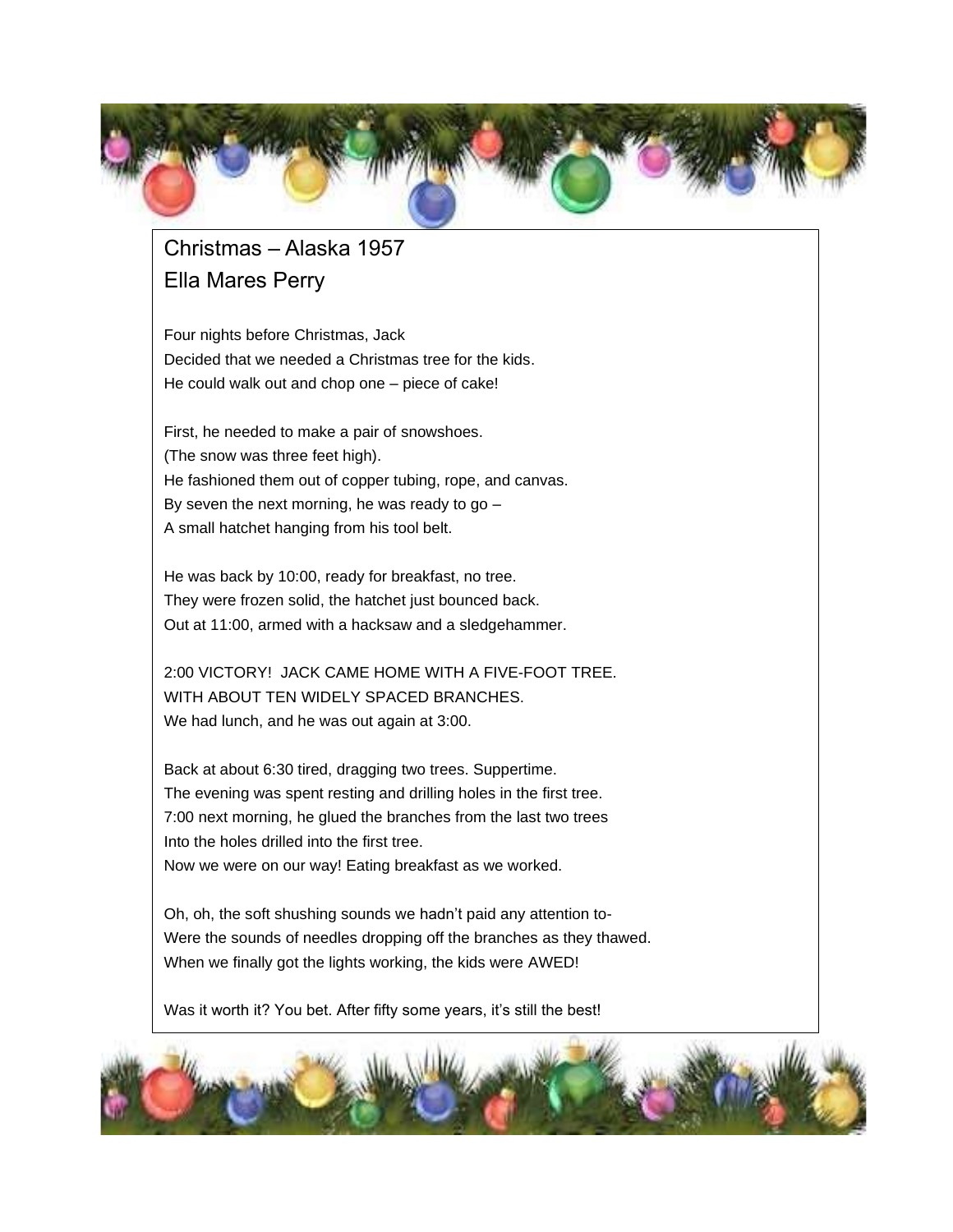# Christmas – Alaska 1957

## Ella Mares Perry

Four nights before Christmas, Jack
Decided that we needed a Christmas tree for the kids.
He could walk out and chop one – piece of cake!

First, he needed to make a pair of snowshoes.
(The snow was three feet high).
He fashioned them out of copper tubing, rope, and canvas.
By seven the next morning, he was ready to go –
A small hatchet hanging from his tool belt.

He was back by 10:00, ready for breakfast, no tree.
They were frozen solid, the hatchet just bounced back.
Out at 11:00, armed with a hacksaw and a sledgehammer.

2:00 VICTORY! JACK CAME HOME WITH A FIVE-FOOT TREE.
WITH ABOUT TEN WIDELY SPACED BRANCHES.
We had lunch, and he was out again at 3:00.

Back at about 6:30 tired, dragging two trees. Suppertime.
The evening was spent resting and drilling holes in the first tree.
7:00 next morning, he glued the branches from the last two trees
Into the holes drilled into the first tree.
Now we were on our way! Eating breakfast as we worked.

Oh, oh, the soft shushing sounds we hadn't paid any attention to-
Were the sounds of needles dropping off the branches as they thawed.
When we finally got the lights working, the kids were AWED!

Was it worth it? You bet. After fifty some years, it's still the best!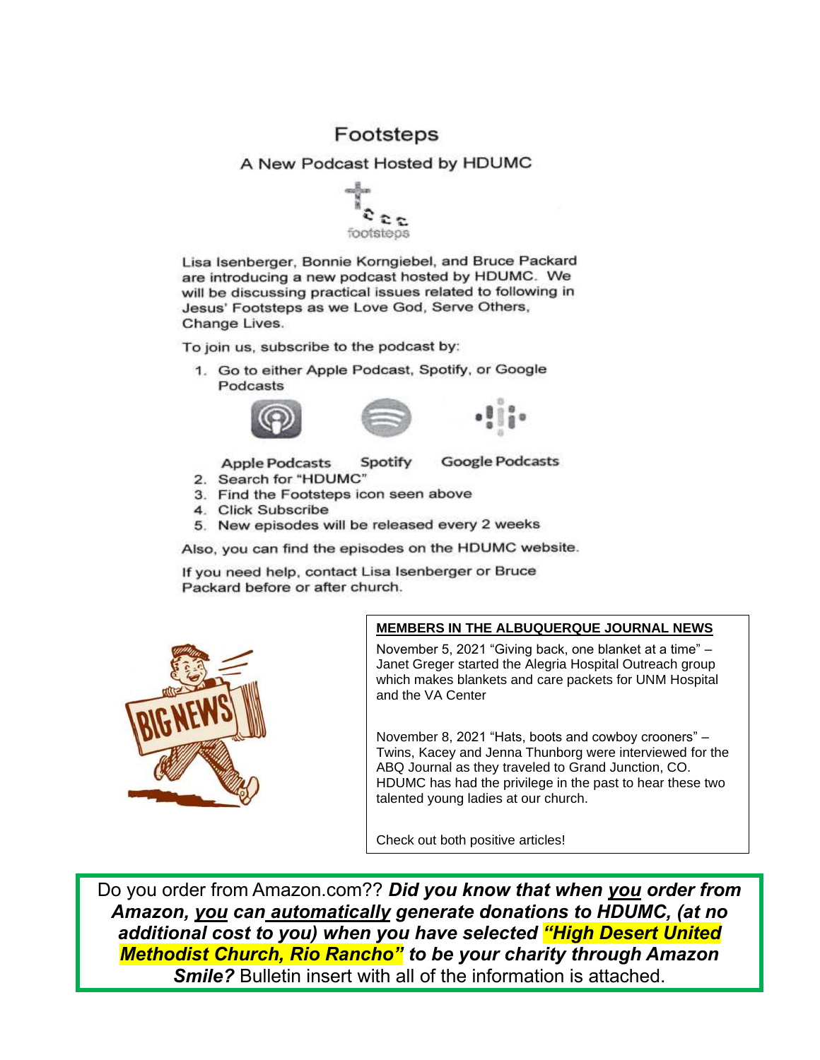# Footsteps

## A New Podcast Hosted by HDUMC

Lisa Isenberger, Bonnie Korngiebel, and Bruce Packard are introducing a new podcast hosted by HDUMC. We will be discussing practical issues related to following in Jesus' Footsteps as we Love God, Serve Others, Change Lives.

To join us, subscribe to the podcast by:

1. Go to either Apple Podcast, Spotify, or Google Podcasts

   Apple Podcasts Spotify Google Podcasts

2. Search for "HDUMC"
3. Find the Footsteps icon seen above
4. Click Subscribe
5. New episodes will be released every 2 weeks

Also, you can find the episodes on the HDUMC website.

If you need help, contact Lisa Isenberger or Bruce Packard before or after church.

**MEMBERS IN THE ALBUQUERQUE JOURNAL NEWS**

November 5, 2021 "Giving back, one blanket at a time" – Janet Greger started the Alegria Hospital Outreach group which makes blankets and care packets for UNM Hospital and the VA Center

November 8, 2021 "Hats, boots and cowboy crooners" – Twins, Kacey and Jenna Thunborg were interviewed for the ABQ Journal as they traveled to Grand Junction, CO. HDUMC has had the privilege in the past to hear these two talented young ladies at our church.

Check out both positive articles!

Do you order from Amazon.com?? ***Did you know that when you order from Amazon, you can automatically generate donations to HDUMC, (at no additional cost to you) when you have selected "High Desert United Methodist Church, Rio Rancho" to be your charity through Amazon Smile?*** Bulletin insert with all of the information is attached.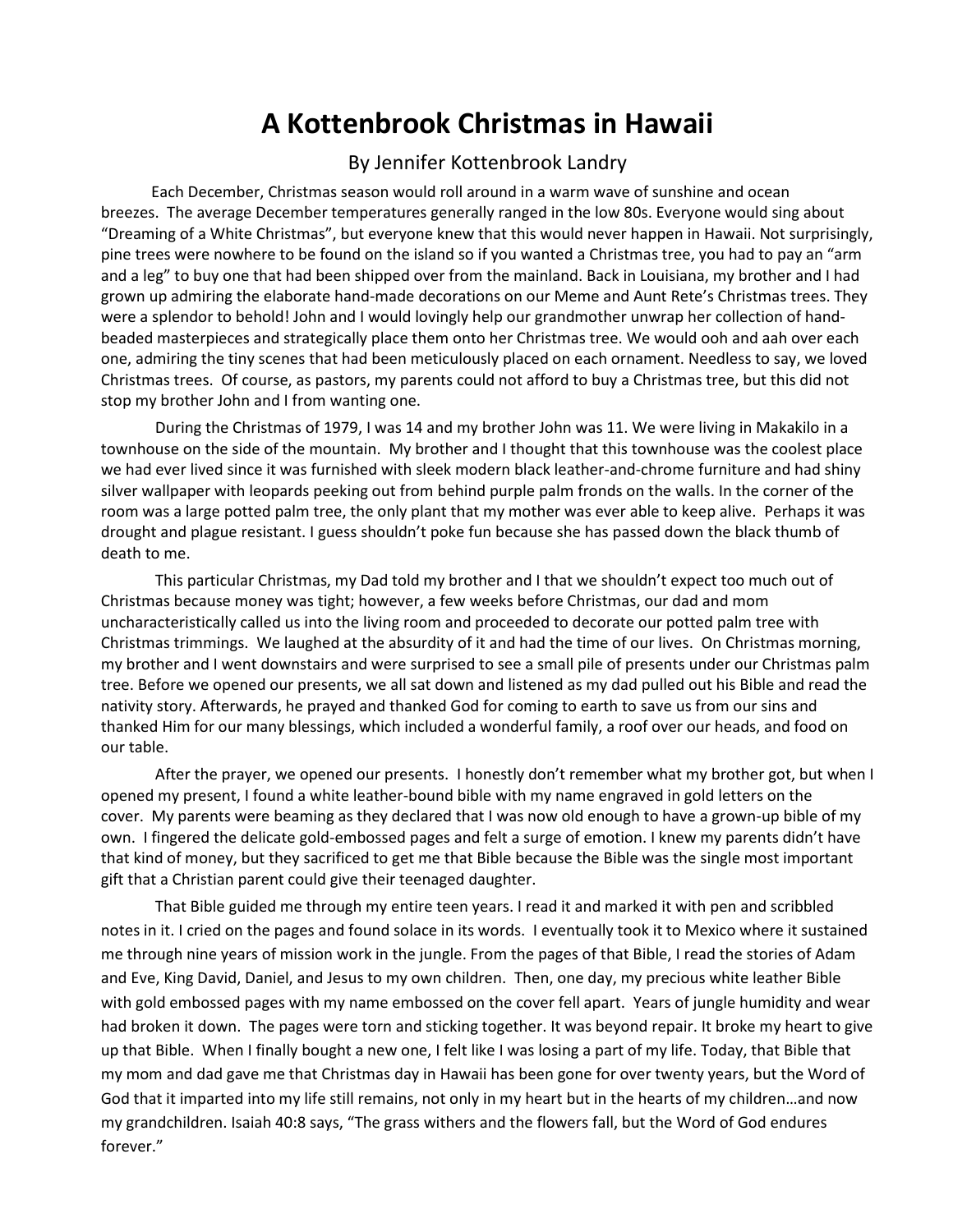# A Kottenbrook Christmas in Hawaii

By Jennifer Kottenbrook Landry

Each December, Christmas season would roll around in a warm wave of sunshine and ocean breezes. The average December temperatures generally ranged in the low 80s. Everyone would sing about "Dreaming of a White Christmas", but everyone knew that this would never happen in Hawaii. Not surprisingly, pine trees were nowhere to be found on the island so if you wanted a Christmas tree, you had to pay an "arm and a leg" to buy one that had been shipped over from the mainland. Back in Louisiana, my brother and I had grown up admiring the elaborate hand-made decorations on our Meme and Aunt Rete's Christmas trees. They were a splendor to behold! John and I would lovingly help our grandmother unwrap her collection of hand-beaded masterpieces and strategically place them onto her Christmas tree. We would ooh and aah over each one, admiring the tiny scenes that had been meticulously placed on each ornament. Needless to say, we loved Christmas trees. Of course, as pastors, my parents could not afford to buy a Christmas tree, but this did not stop my brother John and I from wanting one.

During the Christmas of 1979, I was 14 and my brother John was 11. We were living in Makakilo in a townhouse on the side of the mountain. My brother and I thought that this townhouse was the coolest place we had ever lived since it was furnished with sleek modern black leather-and-chrome furniture and had shiny silver wallpaper with leopards peeking out from behind purple palm fronds on the walls. In the corner of the room was a large potted palm tree, the only plant that my mother was ever able to keep alive. Perhaps it was drought and plague resistant. I guess shouldn't poke fun because she has passed down the black thumb of death to me.

This particular Christmas, my Dad told my brother and I that we shouldn't expect too much out of Christmas because money was tight; however, a few weeks before Christmas, our dad and mom uncharacteristically called us into the living room and proceeded to decorate our potted palm tree with Christmas trimmings. We laughed at the absurdity of it and had the time of our lives. On Christmas morning, my brother and I went downstairs and were surprised to see a small pile of presents under our Christmas palm tree. Before we opened our presents, we all sat down and listened as my dad pulled out his Bible and read the nativity story. Afterwards, he prayed and thanked God for coming to earth to save us from our sins and thanked Him for our many blessings, which included a wonderful family, a roof over our heads, and food on our table.

After the prayer, we opened our presents. I honestly don't remember what my brother got, but when I opened my present, I found a white leather-bound bible with my name engraved in gold letters on the cover. My parents were beaming as they declared that I was now old enough to have a grown-up bible of my own. I fingered the delicate gold-embossed pages and felt a surge of emotion. I knew my parents didn't have that kind of money, but they sacrificed to get me that Bible because the Bible was the single most important gift that a Christian parent could give their teenaged daughter.

That Bible guided me through my entire teen years. I read it and marked it with pen and scribbled notes in it. I cried on the pages and found solace in its words. I eventually took it to Mexico where it sustained me through nine years of mission work in the jungle. From the pages of that Bible, I read the stories of Adam and Eve, King David, Daniel, and Jesus to my own children. Then, one day, my precious white leather Bible with gold embossed pages with my name embossed on the cover fell apart. Years of jungle humidity and wear had broken it down. The pages were torn and sticking together. It was beyond repair. It broke my heart to give up that Bible. When I finally bought a new one, I felt like I was losing a part of my life. Today, that Bible that my mom and dad gave me that Christmas day in Hawaii has been gone for over twenty years, but the Word of God that it imparted into my life still remains, not only in my heart but in the hearts of my children…and now my grandchildren. Isaiah 40:8 says, "The grass withers and the flowers fall, but the Word of God endures forever."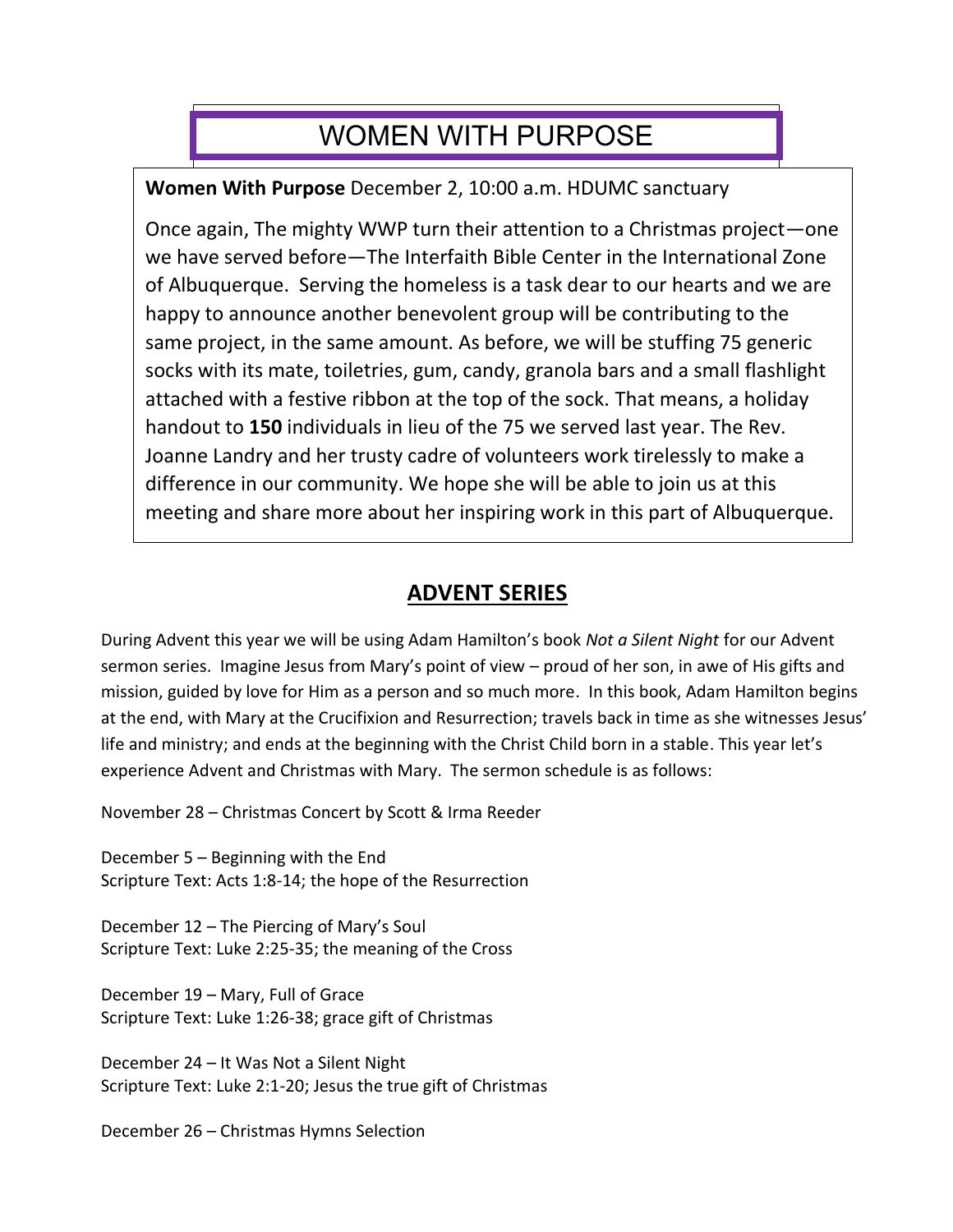# WOMEN WITH PURPOSE

**Women With Purpose** December 2, 10:00 a.m. HDUMC sanctuary

Once again, The mighty WWP turn their attention to a Christmas project—one we have served before—The Interfaith Bible Center in the International Zone of Albuquerque. Serving the homeless is a task dear to our hearts and we are happy to announce another benevolent group will be contributing to the same project, in the same amount. As before, we will be stuffing 75 generic socks with its mate, toiletries, gum, candy, granola bars and a small flashlight attached with a festive ribbon at the top of the sock. That means, a holiday handout to **150** individuals in lieu of the 75 we served last year. The Rev. Joanne Landry and her trusty cadre of volunteers work tirelessly to make a difference in our community. We hope she will be able to join us at this meeting and share more about her inspiring work in this part of Albuquerque.

## ADVENT SERIES

During Advent this year we will be using Adam Hamilton's book *Not a Silent Night* for our Advent sermon series. Imagine Jesus from Mary's point of view – proud of her son, in awe of His gifts and mission, guided by love for Him as a person and so much more. In this book, Adam Hamilton begins at the end, with Mary at the Crucifixion and Resurrection; travels back in time as she witnesses Jesus' life and ministry; and ends at the beginning with the Christ Child born in a stable. This year let's experience Advent and Christmas with Mary. The sermon schedule is as follows:

November 28 – Christmas Concert by Scott & Irma Reeder

December 5 – Beginning with the End
Scripture Text: Acts 1:8-14; the hope of the Resurrection

December 12 – The Piercing of Mary's Soul
Scripture Text: Luke 2:25-35; the meaning of the Cross

December 19 – Mary, Full of Grace
Scripture Text: Luke 1:26-38; grace gift of Christmas

December 24 – It Was Not a Silent Night
Scripture Text: Luke 2:1-20; Jesus the true gift of Christmas

December 26 – Christmas Hymns Selection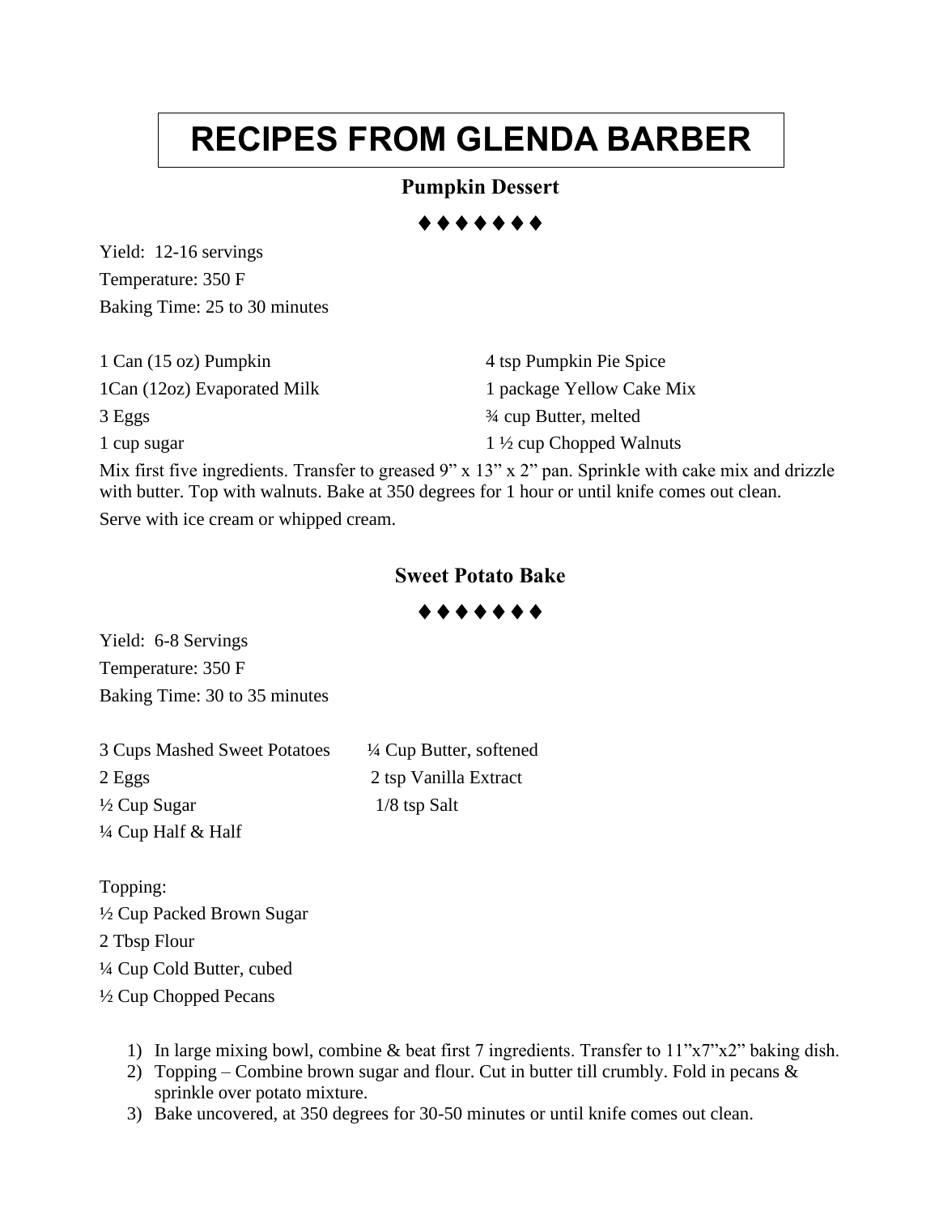# RECIPES FROM GLENDA BARBER

## Pumpkin Dessert

♦♦♦♦♦♦♦

Yield: 12-16 servings

Temperature: 350 F

Baking Time: 25 to 30 minutes

1 Can (15 oz) Pumpkin

1Can (12oz) Evaporated Milk

3 Eggs

1 cup sugar

4 tsp Pumpkin Pie Spice

1 package Yellow Cake Mix

¾ cup Butter, melted

1 ½ cup Chopped Walnuts

Mix first five ingredients. Transfer to greased 9" x 13" x 2" pan. Sprinkle with cake mix and drizzle with butter. Top with walnuts. Bake at 350 degrees for 1 hour or until knife comes out clean.

Serve with ice cream or whipped cream.

## Sweet Potato Bake

♦♦♦♦♦♦♦

Yield: 6-8 Servings

Temperature: 350 F

Baking Time: 30 to 35 minutes

3 Cups Mashed Sweet Potatoes

2 Eggs

½ Cup Sugar

¼ Cup Half & Half

¼ Cup Butter, softened

2 tsp Vanilla Extract

1/8 tsp Salt

Topping:

½ Cup Packed Brown Sugar

2 Tbsp Flour

¼ Cup Cold Butter, cubed

½ Cup Chopped Pecans

1) In large mixing bowl, combine & beat first 7 ingredients. Transfer to 11"x7"x2" baking dish.
2) Topping – Combine brown sugar and flour. Cut in butter till crumbly. Fold in pecans & sprinkle over potato mixture.
3) Bake uncovered, at 350 degrees for 30-50 minutes or until knife comes out clean.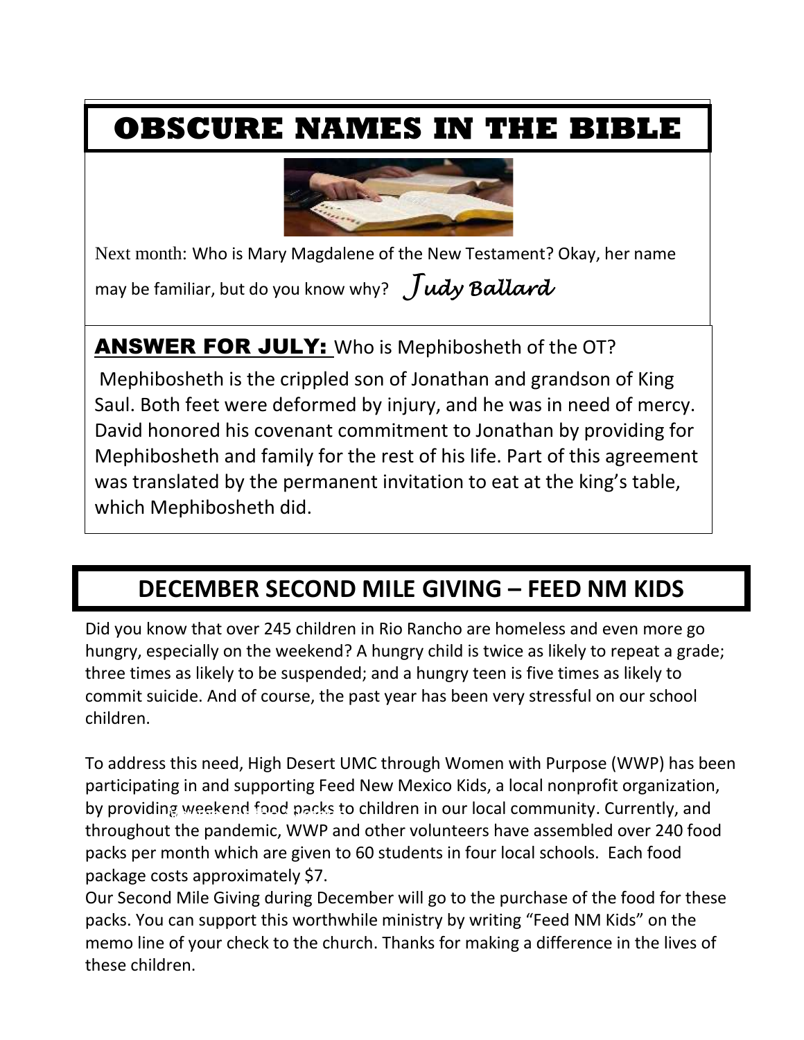# OBSCURE NAMES IN THE BIBLE

Next month: Who is Mary Magdalene of the New Testament? Okay, her name may be familiar, but do you know why? *Judy Ballard*

**ANSWER FOR JULY:** Who is Mephibosheth of the OT?

Mephibosheth is the crippled son of Jonathan and grandson of King Saul. Both feet were deformed by injury, and he was in need of mercy. David honored his covenant commitment to Jonathan by providing for Mephibosheth and family for the rest of his life. Part of this agreement was translated by the permanent invitation to eat at the king's table, which Mephibosheth did.

# DECEMBER SECOND MILE GIVING – FEED NM KIDS

Did you know that over 245 children in Rio Rancho are homeless and even more go hungry, especially on the weekend? A hungry child is twice as likely to repeat a grade; three times as likely to be suspended; and a hungry teen is five times as likely to commit suicide. And of course, the past year has been very stressful on our school children.

To address this need, High Desert UMC through Women with Purpose (WWP) has been participating in and supporting Feed New Mexico Kids, a local nonprofit organization, by providing weekend food packs to children in our local community. Currently, and throughout the pandemic, WWP and other volunteers have assembled over 240 food packs per month which are given to 60 students in four local schools. Each food package costs approximately $7.

Our Second Mile Giving during December will go to the purchase of the food for these packs. You can support this worthwhile ministry by writing "Feed NM Kids" on the memo line of your check to the church. Thanks for making a difference in the lives of these children.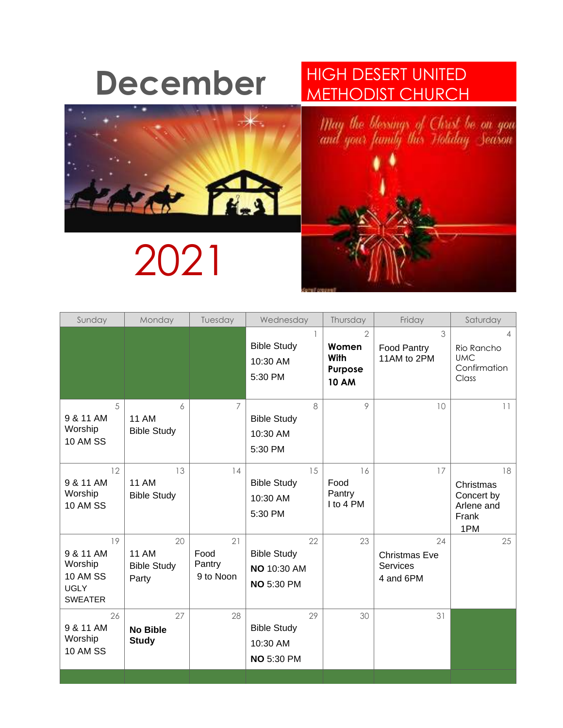# December

## HIGH DESERT UNITED METHODIST CHURCH

May the blessings of Christ be on you and your family this Holiday Season

# 2021

| Sunday | Monday | Tuesday | Wednesday | Thursday | Friday | Saturday |
|---|---|---|---|---|---|---|
| | | | 1<br>Bible Study<br>10:30 AM<br>5:30 PM | 2<br>**Women With Purpose 10 AM** | 3<br>Food Pantry 11AM to 2PM | 4<br>Rio Rancho UMC Confirmation Class |
| 5<br>9 & 11 AM Worship<br>10 AM SS | 6<br>11 AM Bible Study | 7 | 8<br>Bible Study<br>10:30 AM<br>5:30 PM | 9 | 10 | 11 |
| 12<br>9 & 11 AM Worship<br>10 AM SS | 13<br>11 AM Bible Study | 14 | 15<br>Bible Study<br>10:30 AM<br>5:30 PM | 16<br>Food Pantry I to 4 PM | 17 | 18<br>Christmas Concert by Arlene and Frank<br>1PM |
| 19<br>9 & 11 AM Worship<br>10 AM SS<br>UGLY SWEATER | 20<br>11 AM Bible Study Party | 21<br>Food Pantry<br>9 to Noon | 22<br>Bible Study<br>**NO** 10:30 AM<br>**NO** 5:30 PM | 23 | 24<br>Christmas Eve Services<br>4 and 6PM | 25 |
| 26<br>9 & 11 AM Worship<br>10 AM SS | 27<br>**No Bible Study** | 28 | 29<br>Bible Study<br>10:30 AM<br>**NO** 5:30 PM | 30 | 31 | |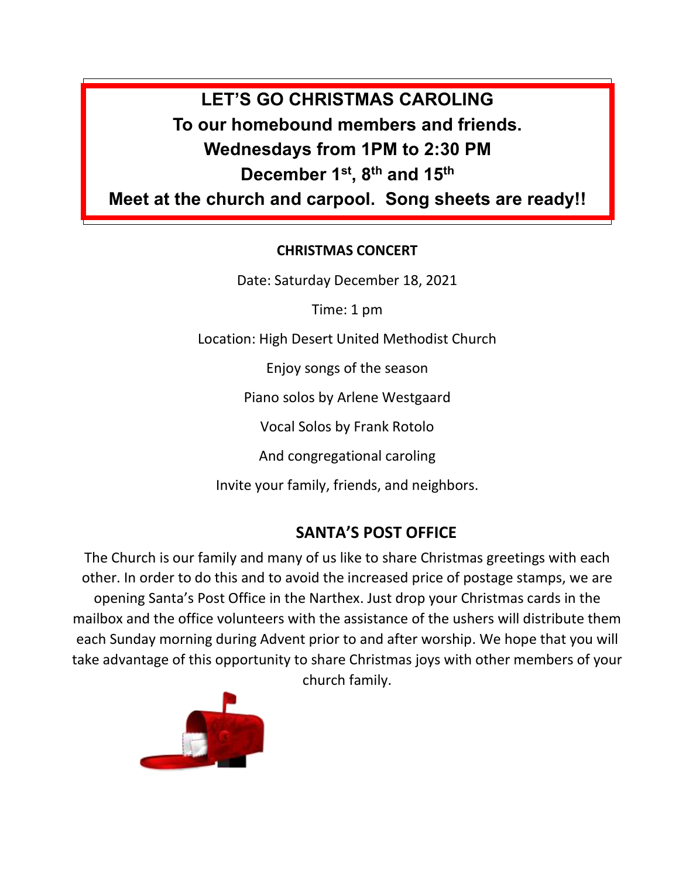## LET'S GO CHRISTMAS CAROLING

**To our homebound members and friends.**

**Wednesdays from 1PM to 2:30 PM**

**December 1st, 8th and 15th**

**Meet at the church and carpool. Song sheets are ready!!**

### CHRISTMAS CONCERT

Date: Saturday December 18, 2021

Time: 1 pm

Location: High Desert United Methodist Church

Enjoy songs of the season

Piano solos by Arlene Westgaard

Vocal Solos by Frank Rotolo

And congregational caroling

Invite your family, friends, and neighbors.

### SANTA'S POST OFFICE

The Church is our family and many of us like to share Christmas greetings with each other. In order to do this and to avoid the increased price of postage stamps, we are opening Santa's Post Office in the Narthex. Just drop your Christmas cards in the mailbox and the office volunteers with the assistance of the ushers will distribute them each Sunday morning during Advent prior to and after worship. We hope that you will take advantage of this opportunity to share Christmas joys with other members of your church family.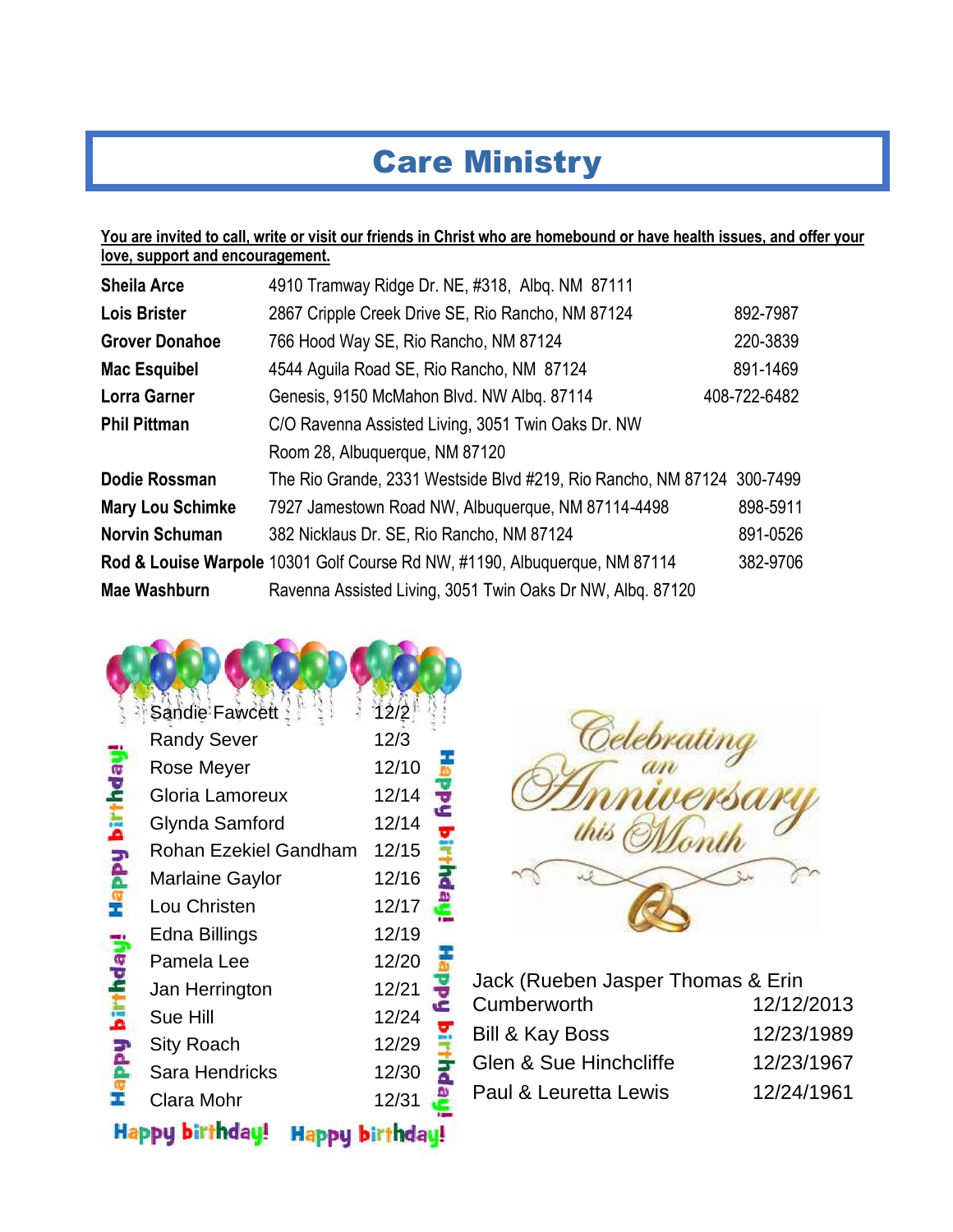# Care Ministry

**You are invited to call, write or visit our friends in Christ who are homebound or have health issues, and offer your love, support and encouragement.**

| Name | Address | Phone |
|---|---|---|
| **Sheila Arce** | 4910 Tramway Ridge Dr. NE, #318, Albq. NM 87111 | |
| **Lois Brister** | 2867 Cripple Creek Drive SE, Rio Rancho, NM 87124 | 892-7987 |
| **Grover Donahoe** | 766 Hood Way SE, Rio Rancho, NM 87124 | 220-3839 |
| **Mac Esquibel** | 4544 Aguila Road SE, Rio Rancho, NM 87124 | 891-1469 |
| **Lorra Garner** | Genesis, 9150 McMahon Blvd. NW Albq. 87114 | 408-722-6482 |
| **Phil Pittman** | C/O Ravenna Assisted Living, 3051 Twin Oaks Dr. NW Room 28, Albuquerque, NM 87120 | |
| **Dodie Rossman** | The Rio Grande, 2331 Westside Blvd #219, Rio Rancho, NM 87124 | 300-7499 |
| **Mary Lou Schimke** | 7927 Jamestown Road NW, Albuquerque, NM 87114-4498 | 898-5911 |
| **Norvin Schuman** | 382 Nicklaus Dr. SE, Rio Rancho, NM 87124 | 891-0526 |
| **Rod & Louise Warpole** | 10301 Golf Course Rd NW, #1190, Albuquerque, NM 87114 | 382-9706 |
| **Mae Washburn** | Ravenna Assisted Living, 3051 Twin Oaks Dr NW, Albq. 87120 | |

Happy birthday!

| Name | Date |
|---|---|
| Sandie Fawcett | 12/2 |
| Randy Sever | 12/3 |
| Rose Meyer | 12/10 |
| Gloria Lamoreux | 12/14 |
| Glynda Samford | 12/14 |
| Rohan Ezekiel Gandham | 12/15 |
| Marlaine Gaylor | 12/16 |
| Lou Christen | 12/17 |
| Edna Billings | 12/19 |
| Pamela Lee | 12/20 |
| Jan Herrington | 12/21 |
| Sue Hill | 12/24 |
| Sity Roach | 12/29 |
| Sara Hendricks | 12/30 |
| Clara Mohr | 12/31 |

Happy birthday! Happy birthday!

*Celebrating an Anniversary this Month*

| Names | Date |
|---|---|
| Jack (Rueben Jasper Thomas & Erin Cumberworth | 12/12/2013 |
| Bill & Kay Boss | 12/23/1989 |
| Glen & Sue Hinchcliffe | 12/23/1967 |
| Paul & Leuretta Lewis | 12/24/1961 |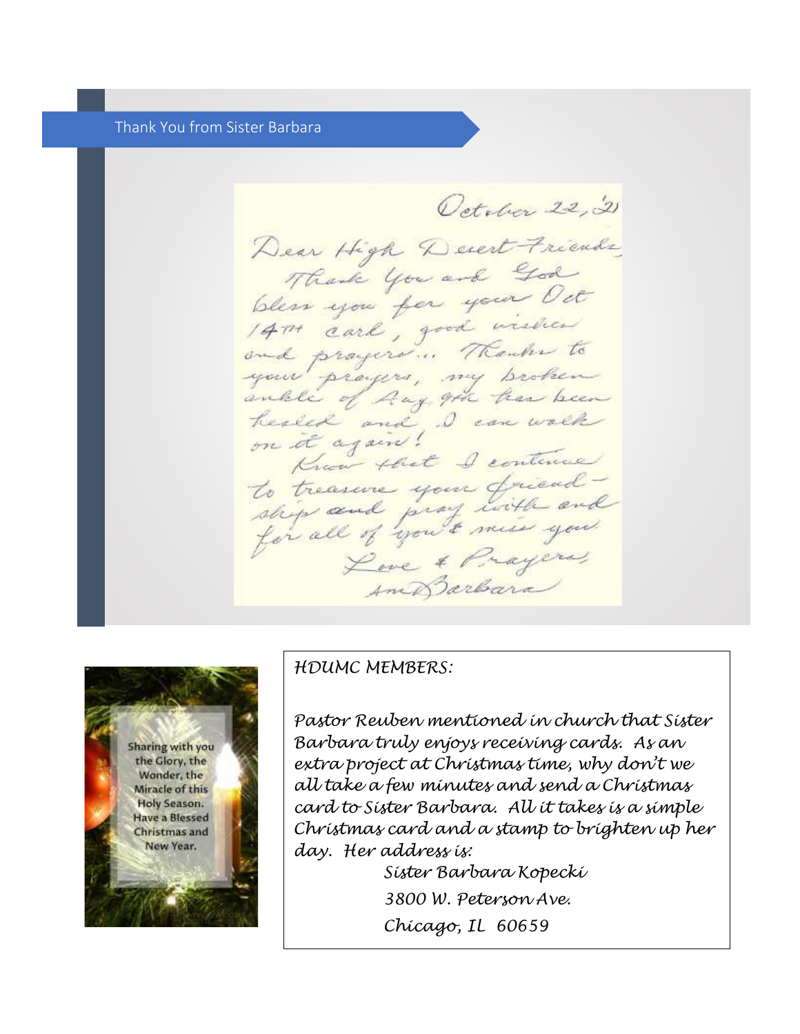## Thank You from Sister Barbara

October 22, '21

Dear High Desert Friends,

Thank You and God bless you for your Oct 14th card, good wishes and prayers... Thanks to your prayers, my broken ankle of Aug. 9th has been healed and I can walk on it again!

Know that I continue to treasure your friendship and pray with and for all of you & miss you

Love & Prayers,
Sr. Barbara

Sharing with you the Glory, the Wonder, the Miracle of this Holy Season. Have a Blessed Christmas and New Year.

*HDUMC MEMBERS:*

*Pastor Reuben mentioned in church that Sister Barbara truly enjoys receiving cards. As an extra project at Christmas time, why don't we all take a few minutes and send a Christmas card to Sister Barbara. All it takes is a simple Christmas card and a stamp to brighten up her day. Her address is:*

*Sister Barbara Kopecki*
*3800 W. Peterson Ave.*
*Chicago, IL 60659*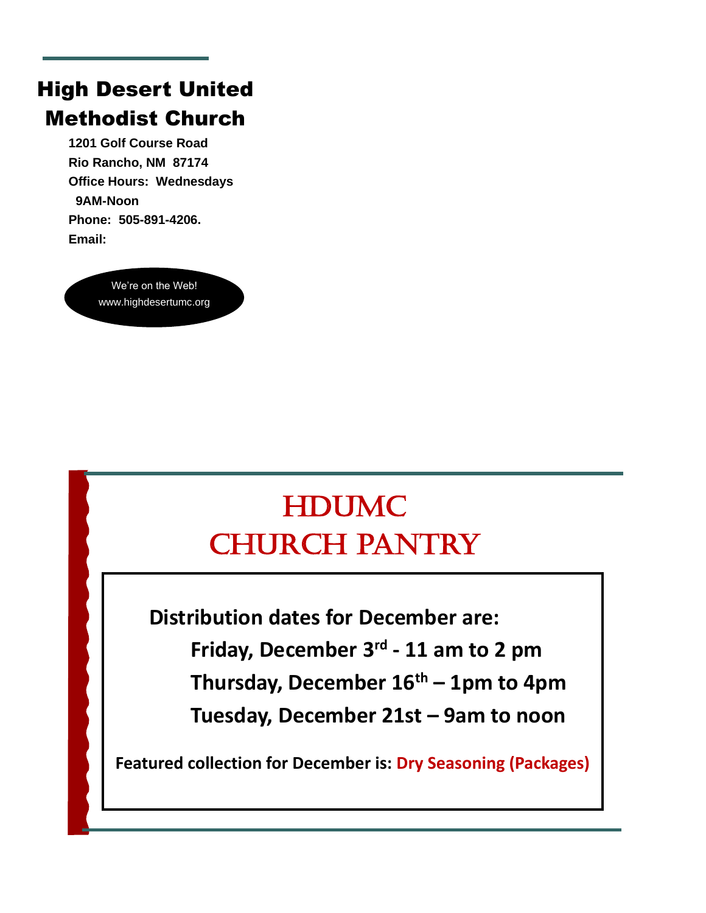## High Desert United Methodist Church

**1201 Golf Course Road**
**Rio Rancho, NM 87174**
**Office Hours: Wednesdays 9AM-Noon**
**Phone: 505-891-4206.**
**Email:**

We're on the Web!
www.highdesertumc.org

# HDUMC
# CHURCH PANTRY

**Distribution dates for December are:**

**Friday, December 3rd - 11 am to 2 pm**
**Thursday, December 16th – 1pm to 4pm**
**Tuesday, December 21st – 9am to noon**

**Featured collection for December is: Dry Seasoning (Packages)**